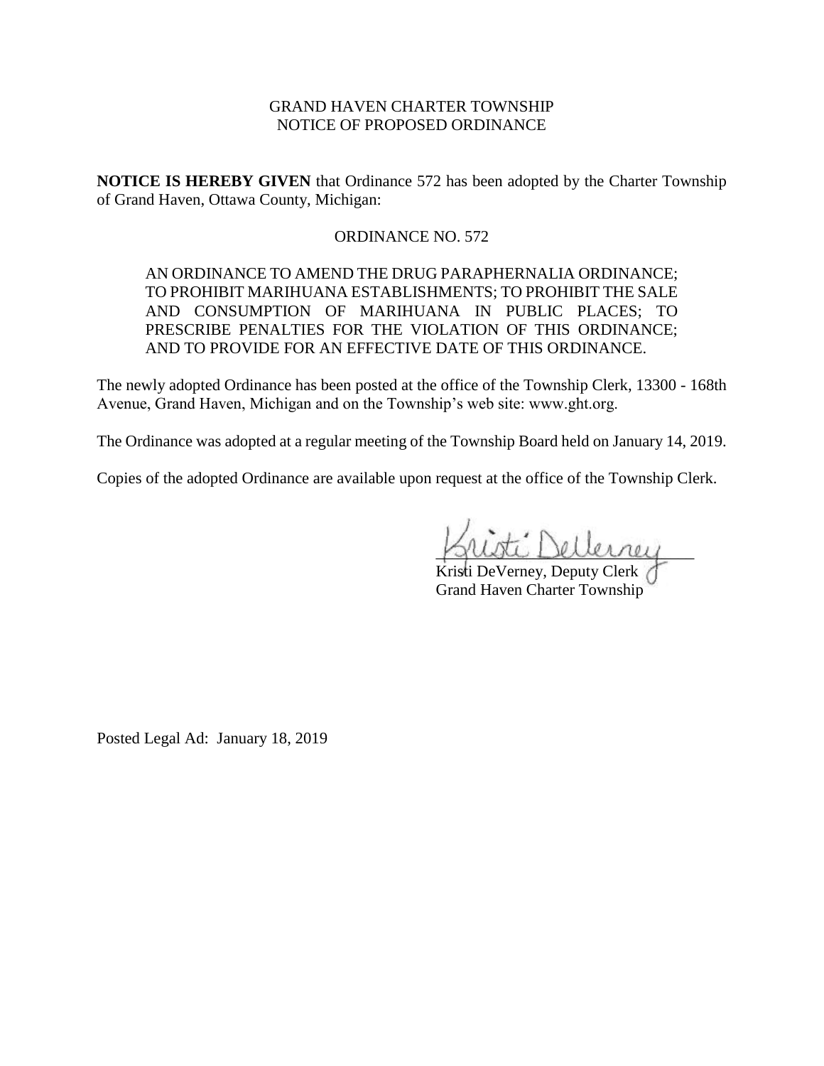GRAND HAVEN CHARTER TOWNSHIP
NOTICE OF PROPOSED ORDINANCE

**NOTICE IS HEREBY GIVEN** that Ordinance 572 has been adopted by the Charter Township of Grand Haven, Ottawa County, Michigan:

ORDINANCE NO. 572

AN ORDINANCE TO AMEND THE DRUG PARAPHERNALIA ORDINANCE; TO PROHIBIT MARIHUANA ESTABLISHMENTS; TO PROHIBIT THE SALE AND CONSUMPTION OF MARIHUANA IN PUBLIC PLACES; TO PRESCRIBE PENALTIES FOR THE VIOLATION OF THIS ORDINANCE; AND TO PROVIDE FOR AN EFFECTIVE DATE OF THIS ORDINANCE.

The newly adopted Ordinance has been posted at the office of the Township Clerk, 13300 - 168th Avenue, Grand Haven, Michigan and on the Township's web site: www.ght.org.

The Ordinance was adopted at a regular meeting of the Township Board held on January 14, 2019.

Copies of the adopted Ordinance are available upon request at the office of the Township Clerk.

Kristi DeVerney, Deputy Clerk
Grand Haven Charter Township

Posted Legal Ad: January 18, 2019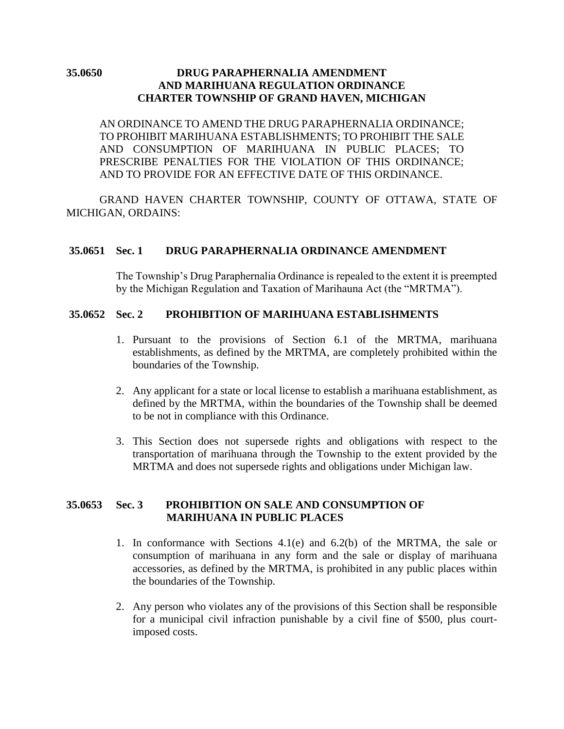## 35.0650 DRUG PARAPHERNALIA AMENDMENT AND MARIHUANA REGULATION ORDINANCE CHARTER TOWNSHIP OF GRAND HAVEN, MICHIGAN

AN ORDINANCE TO AMEND THE DRUG PARAPHERNALIA ORDINANCE; TO PROHIBIT MARIHUANA ESTABLISHMENTS; TO PROHIBIT THE SALE AND CONSUMPTION OF MARIHUANA IN PUBLIC PLACES; TO PRESCRIBE PENALTIES FOR THE VIOLATION OF THIS ORDINANCE; AND TO PROVIDE FOR AN EFFECTIVE DATE OF THIS ORDINANCE.

GRAND HAVEN CHARTER TOWNSHIP, COUNTY OF OTTAWA, STATE OF MICHIGAN, ORDAINS:

### 35.0651 Sec. 1 DRUG PARAPHERNALIA ORDINANCE AMENDMENT

The Township's Drug Paraphernalia Ordinance is repealed to the extent it is preempted by the Michigan Regulation and Taxation of Marihauna Act (the "MRTMA").

### 35.0652 Sec. 2 PROHIBITION OF MARIHUANA ESTABLISHMENTS

1. Pursuant to the provisions of Section 6.1 of the MRTMA, marihuana establishments, as defined by the MRTMA, are completely prohibited within the boundaries of the Township.

2. Any applicant for a state or local license to establish a marihuana establishment, as defined by the MRTMA, within the boundaries of the Township shall be deemed to be not in compliance with this Ordinance.

3. This Section does not supersede rights and obligations with respect to the transportation of marihuana through the Township to the extent provided by the MRTMA and does not supersede rights and obligations under Michigan law.

### 35.0653 Sec. 3 PROHIBITION ON SALE AND CONSUMPTION OF MARIHUANA IN PUBLIC PLACES

1. In conformance with Sections 4.1(e) and 6.2(b) of the MRTMA, the sale or consumption of marihuana in any form and the sale or display of marihuana accessories, as defined by the MRTMA, is prohibited in any public places within the boundaries of the Township.

2. Any person who violates any of the provisions of this Section shall be responsible for a municipal civil infraction punishable by a civil fine of $500, plus court-imposed costs.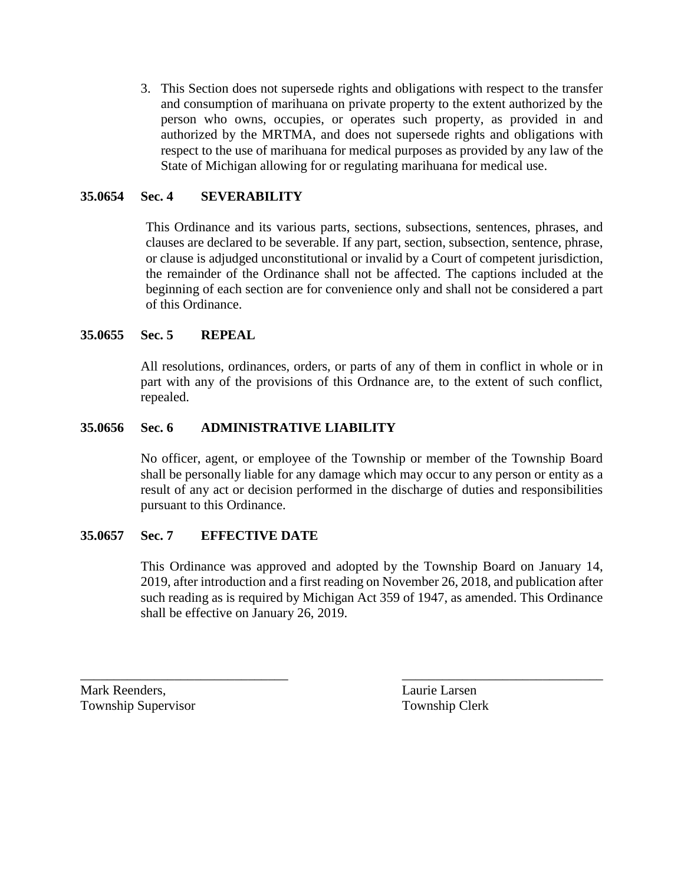3. This Section does not supersede rights and obligations with respect to the transfer and consumption of marihuana on private property to the extent authorized by the person who owns, occupies, or operates such property, as provided in and authorized by the MRTMA, and does not supersede rights and obligations with respect to the use of marihuana for medical purposes as provided by any law of the State of Michigan allowing for or regulating marihuana for medical use.

**35.0654 Sec. 4 SEVERABILITY**

This Ordinance and its various parts, sections, subsections, sentences, phrases, and clauses are declared to be severable. If any part, section, subsection, sentence, phrase, or clause is adjudged unconstitutional or invalid by a Court of competent jurisdiction, the remainder of the Ordinance shall not be affected. The captions included at the beginning of each section are for convenience only and shall not be considered a part of this Ordinance.

**35.0655 Sec. 5 REPEAL**

All resolutions, ordinances, orders, or parts of any of them in conflict in whole or in part with any of the provisions of this Ordnance are, to the extent of such conflict, repealed.

**35.0656 Sec. 6 ADMINISTRATIVE LIABILITY**

No officer, agent, or employee of the Township or member of the Township Board shall be personally liable for any damage which may occur to any person or entity as a result of any act or decision performed in the discharge of duties and responsibilities pursuant to this Ordinance.

**35.0657 Sec. 7 EFFECTIVE DATE**

This Ordinance was approved and adopted by the Township Board on January 14, 2019, after introduction and a first reading on November 26, 2018, and publication after such reading as is required by Michigan Act 359 of 1947, as amended. This Ordinance shall be effective on January 26, 2019.

\_\_\_\_\_\_\_\_\_\_\_\_\_\_\_\_\_\_\_\_\_\_\_\_\_\_\_\_\_\_\_\_
Mark Reenders,
Township Supervisor

\_\_\_\_\_\_\_\_\_\_\_\_\_\_\_\_\_\_\_\_\_\_\_\_\_\_\_\_\_\_\_\_
Laurie Larsen
Township Clerk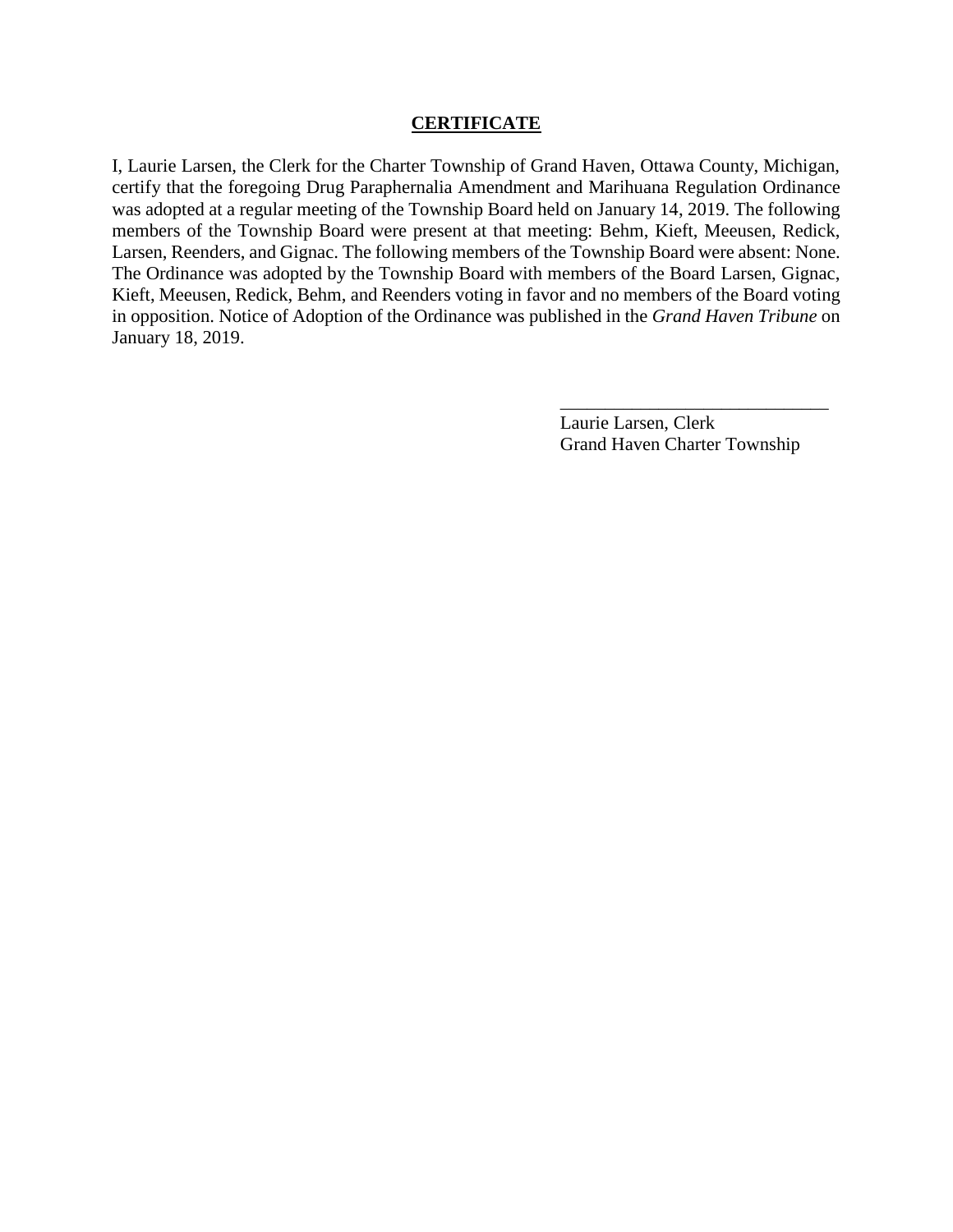**CERTIFICATE**

I, Laurie Larsen, the Clerk for the Charter Township of Grand Haven, Ottawa County, Michigan, certify that the foregoing Drug Paraphernalia Amendment and Marihuana Regulation Ordinance was adopted at a regular meeting of the Township Board held on January 14, 2019. The following members of the Township Board were present at that meeting: Behm, Kieft, Meeusen, Redick, Larsen, Reenders, and Gignac. The following members of the Township Board were absent: None. The Ordinance was adopted by the Township Board with members of the Board Larsen, Gignac, Kieft, Meeusen, Redick, Behm, and Reenders voting in favor and no members of the Board voting in opposition. Notice of Adoption of the Ordinance was published in the *Grand Haven Tribune* on January 18, 2019.

______________________________
Laurie Larsen, Clerk
Grand Haven Charter Township